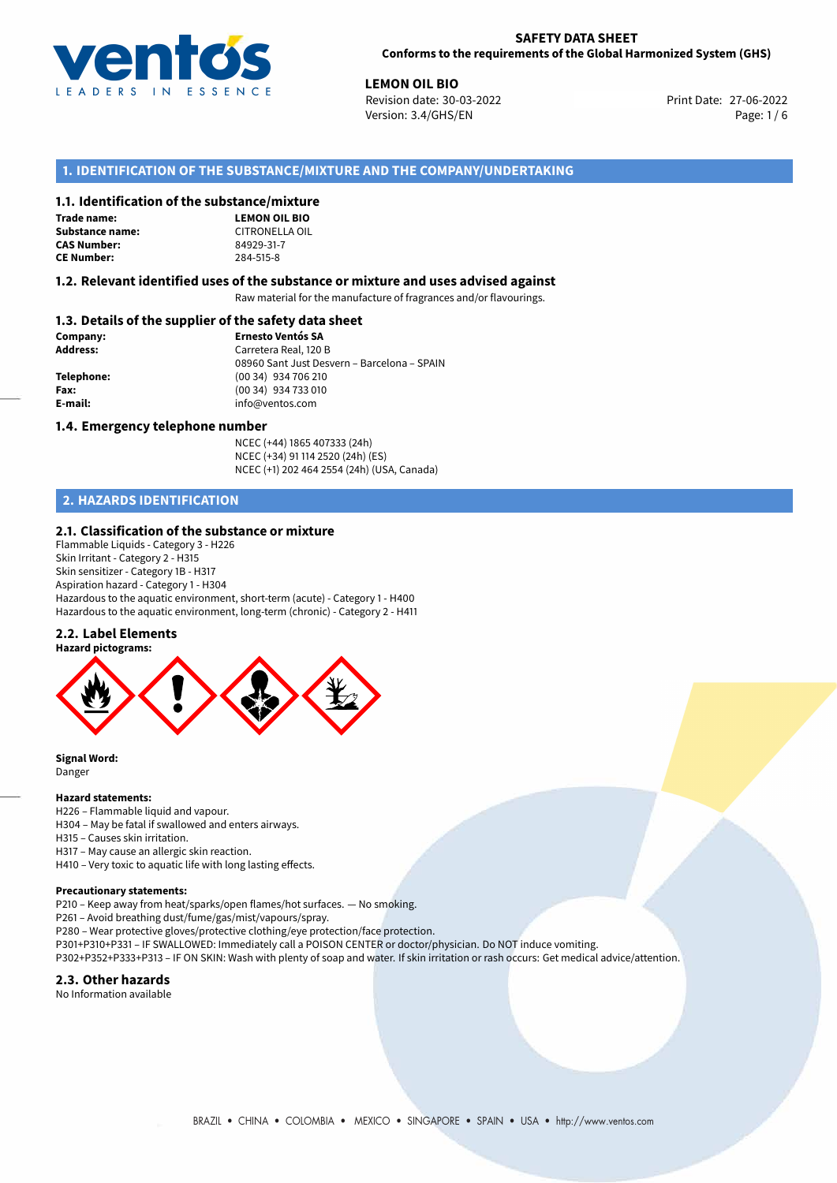# SAFETY DATA SHEET

**Conforms to the requirements of the Global Harmonized System (GHS)**

**LEMON OIL BIO**
Revision date: 30-03-2022
Version: 3.4/GHS/EN
Print Date: 27-06-2022

## 1. IDENTIFICATION OF THE SUBSTANCE/MIXTURE AND THE COMPANY/UNDERTAKING

### 1.1. Identification of the substance/mixture

**Trade name:** **LEMON OIL BIO**
**Substance name:** CITRONELLA OIL
**CAS Number:** 84929-31-7
**CE Number:** 284-515-8

### 1.2. Relevant identified uses of the substance or mixture and uses advised against

Raw material for the manufacture of fragrances and/or flavourings.

### 1.3. Details of the supplier of the safety data sheet

**Company:** **Ernesto Ventós SA**
**Address:** Carretera Real, 120 B
08960 Sant Just Desvern – Barcelona – SPAIN
**Telephone:** (00 34) 934 706 210
**Fax:** (00 34) 934 733 010
**E-mail:** info@ventos.com

### 1.4. Emergency telephone number

NCEC (+44) 1865 407333 (24h)
NCEC (+34) 91 114 2520 (24h) (ES)
NCEC (+1) 202 464 2554 (24h) (USA, Canada)

## 2. HAZARDS IDENTIFICATION

### 2.1. Classification of the substance or mixture

Flammable Liquids - Category 3 - H226
Skin Irritant - Category 2 - H315
Skin sensitizer - Category 1B - H317
Aspiration hazard - Category 1 - H304
Hazardous to the aquatic environment, short-term (acute) - Category 1 - H400
Hazardous to the aquatic environment, long-term (chronic) - Category 2 - H411

### 2.2. Label Elements

**Hazard pictograms:**

**Signal Word:**
Danger

**Hazard statements:**
H226 – Flammable liquid and vapour.
H304 – May be fatal if swallowed and enters airways.
H315 – Causes skin irritation.
H317 – May cause an allergic skin reaction.
H410 – Very toxic to aquatic life with long lasting effects.

**Precautionary statements:**
P210 – Keep away from heat/sparks/open flames/hot surfaces. — No smoking.
P261 – Avoid breathing dust/fume/gas/mist/vapours/spray.
P280 – Wear protective gloves/protective clothing/eye protection/face protection.
P301+P310+P331 – IF SWALLOWED: Immediately call a POISON CENTER or doctor/physician. Do NOT induce vomiting.
P302+P352+P333+P313 – IF ON SKIN: Wash with plenty of soap and water. If skin irritation or rash occurs: Get medical advice/attention.

### 2.3. Other hazards

No Information available

BRAZIL • CHINA • COLOMBIA • MEXICO • SINGAPORE • SPAIN • USA • http://www.ventos.com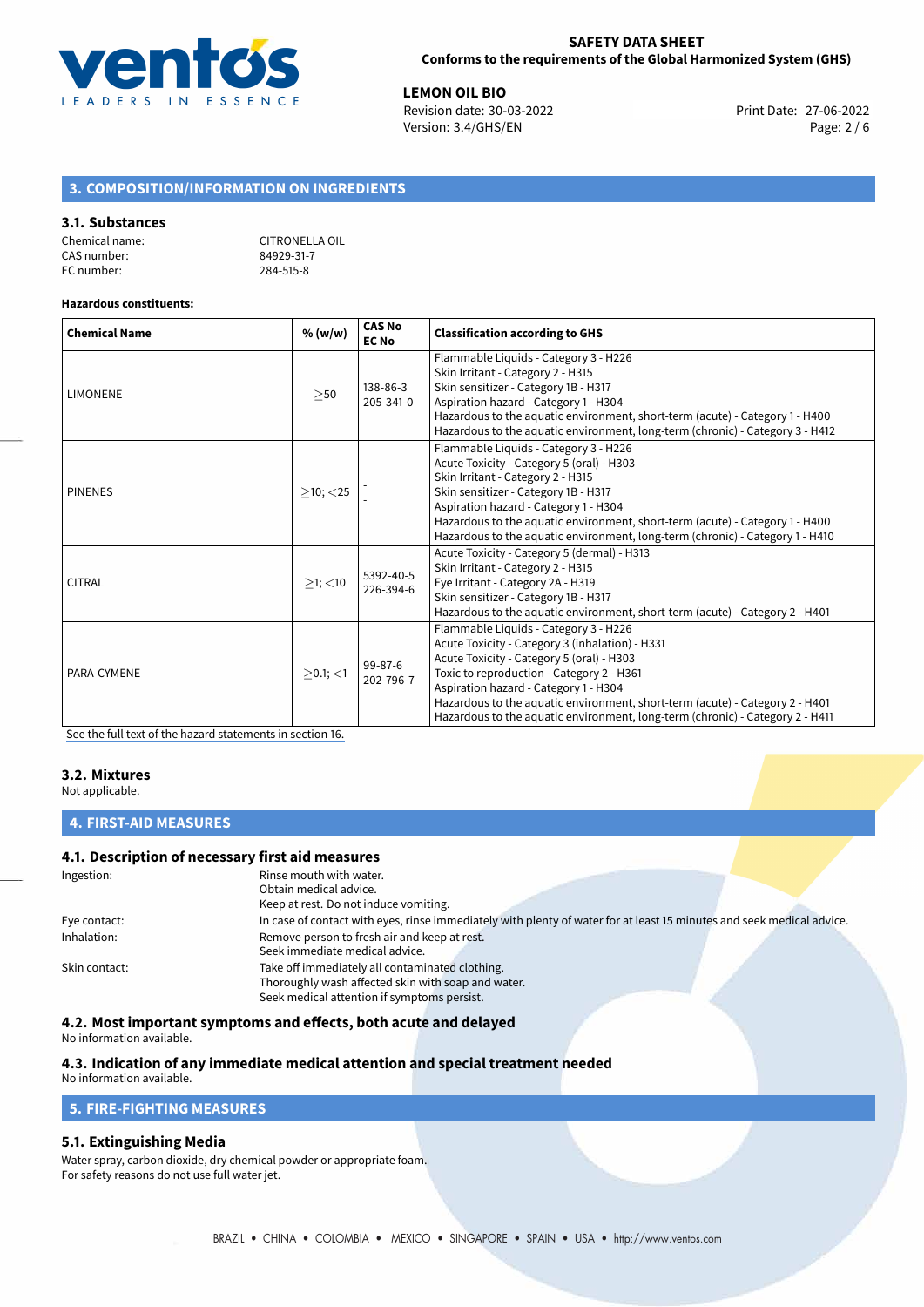## 3. COMPOSITION/INFORMATION ON INGREDIENTS

### 3.1. Substances

Chemical name: CITRONELLA OIL
CAS number: 84929-31-7
EC number: 284-515-8

**Hazardous constituents:**

| Chemical Name | % (w/w) | CAS No EC No | Classification according to GHS |
|---|---|---|---|
| LIMONENE | $\geq$50 | 138-86-3 205-341-0 | Flammable Liquids - Category 3 - H226<br>Skin Irritant - Category 2 - H315<br>Skin sensitizer - Category 1B - H317<br>Aspiration hazard - Category 1 - H304<br>Hazardous to the aquatic environment, short-term (acute) - Category 1 - H400<br>Hazardous to the aquatic environment, long-term (chronic) - Category 3 - H412 |
| PINENES | $\geq$10; $<$25 | - - | Flammable Liquids - Category 3 - H226<br>Acute Toxicity - Category 5 (oral) - H303<br>Skin Irritant - Category 2 - H315<br>Skin sensitizer - Category 1B - H317<br>Aspiration hazard - Category 1 - H304<br>Hazardous to the aquatic environment, short-term (acute) - Category 1 - H400<br>Hazardous to the aquatic environment, long-term (chronic) - Category 1 - H410 |
| CITRAL | $\geq$1; $<$10 | 5392-40-5 226-394-6 | Acute Toxicity - Category 5 (dermal) - H313<br>Skin Irritant - Category 2 - H315<br>Eye Irritant - Category 2A - H319<br>Skin sensitizer - Category 1B - H317<br>Hazardous to the aquatic environment, short-term (acute) - Category 2 - H401 |
| PARA-CYMENE | $\geq$0.1; $<$1 | 99-87-6 202-796-7 | Flammable Liquids - Category 3 - H226<br>Acute Toxicity - Category 3 (inhalation) - H331<br>Acute Toxicity - Category 5 (oral) - H303<br>Toxic to reproduction - Category 2 - H361<br>Aspiration hazard - Category 1 - H304<br>Hazardous to the aquatic environment, short-term (acute) - Category 2 - H401<br>Hazardous to the aquatic environment, long-term (chronic) - Category 2 - H411 |

See the full text of the hazard statements in section 16.

### 3.2. Mixtures

Not applicable.

## 4. FIRST-AID MEASURES

### 4.1. Description of necessary first aid measures

Ingestion: Rinse mouth with water.
Obtain medical advice.
Keep at rest. Do not induce vomiting.

Eye contact: In case of contact with eyes, rinse immediately with plenty of water for at least 15 minutes and seek medical advice.

Inhalation: Remove person to fresh air and keep at rest.
Seek immediate medical advice.

Skin contact: Take off immediately all contaminated clothing.
Thoroughly wash affected skin with soap and water.
Seek medical attention if symptoms persist.

### 4.2. Most important symptoms and effects, both acute and delayed

No information available.

### 4.3. Indication of any immediate medical attention and special treatment needed

No information available.

## 5. FIRE-FIGHTING MEASURES

### 5.1. Extinguishing Media

Water spray, carbon dioxide, dry chemical powder or appropriate foam.
For safety reasons do not use full water jet.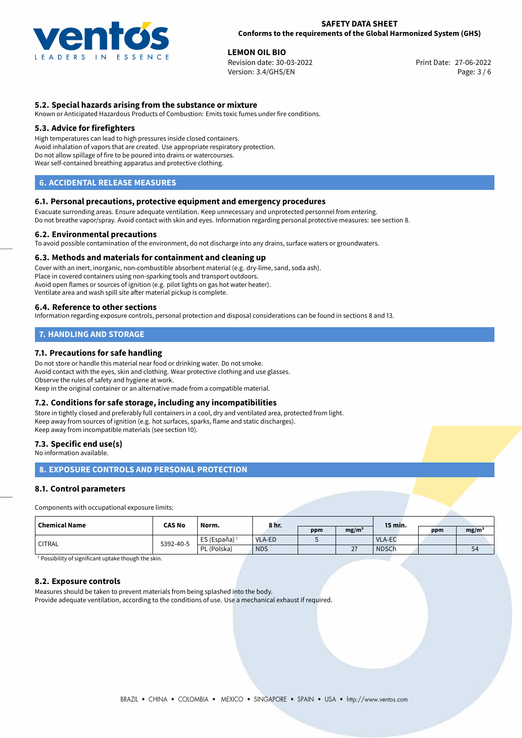## 5.2. Special hazards arising from the substance or mixture

Known or Anticipated Hazardous Products of Combustion: Emits toxic fumes under fire conditions.

## 5.3. Advice for firefighters

High temperatures can lead to high pressures inside closed containers.
Avoid inhalation of vapors that are created. Use appropriate respiratory protection.
Do not allow spillage of fire to be poured into drains or watercourses.
Wear self-contained breathing apparatus and protective clothing.

# 6. ACCIDENTAL RELEASE MEASURES

## 6.1. Personal precautions, protective equipment and emergency procedures

Evacuate surronding areas. Ensure adequate ventilation. Keep unnecessary and unprotected personnel from entering.
Do not breathe vapor/spray. Avoid contact with skin and eyes. Information regarding personal protective measures: see section 8.

## 6.2. Environmental precautions

To avoid possible contamination of the environment, do not discharge into any drains, surface waters or groundwaters.

## 6.3. Methods and materials for containment and cleaning up

Cover with an inert, inorganic, non-combustible absorbent material (e.g. dry-lime, sand, soda ash).
Place in covered containers using non-sparking tools and transport outdoors.
Avoid open flames or sources of ignition (e.g. pilot lights on gas hot water heater).
Ventilate area and wash spill site after material pickup is complete.

## 6.4. Reference to other sections

Information regarding exposure controls, personal protection and disposal considerations can be found in sections 8 and 13.

# 7. HANDLING AND STORAGE

## 7.1. Precautions for safe handling

Do not store or handle this material near food or drinking water. Do not smoke.
Avoid contact with the eyes, skin and clothing. Wear protective clothing and use glasses.
Observe the rules of safety and hygiene at work.
Keep in the original container or an alternative made from a compatible material.

## 7.2. Conditions for safe storage, including any incompatibilities

Store in tightly closed and preferably full containers in a cool, dry and ventilated area, protected from light.
Keep away from sources of ignition (e.g. hot surfaces, sparks, flame and static discharges).
Keep away from incompatible materials (see section 10).

## 7.3. Specific end use(s)

No information available.

# 8. EXPOSURE CONTROLS AND PERSONAL PROTECTION

## 8.1. Control parameters

Components with occupational exposure limits:

| Chemical Name | CAS No | Norm. | 8 hr. | | | 15 min. | | |
|---|---|---|---|---|---|---|---|---|
| | | | | ppm | mg/m³ | | ppm | mg/m³ |
| CITRAL | 5392-40-5 | ES (España) [1] | VLA-ED | 5 | | VLA-EC | | |
| | | PL (Polska) | NDS | | 27 | NDSCh | | 54 |

[1] Possibility of significant uptake though the skin.

## 8.2. Exposure controls

Measures should be taken to prevent materials from being splashed into the body.
Provide adequate ventilation, according to the conditions of use. Use a mechanical exhaust if required.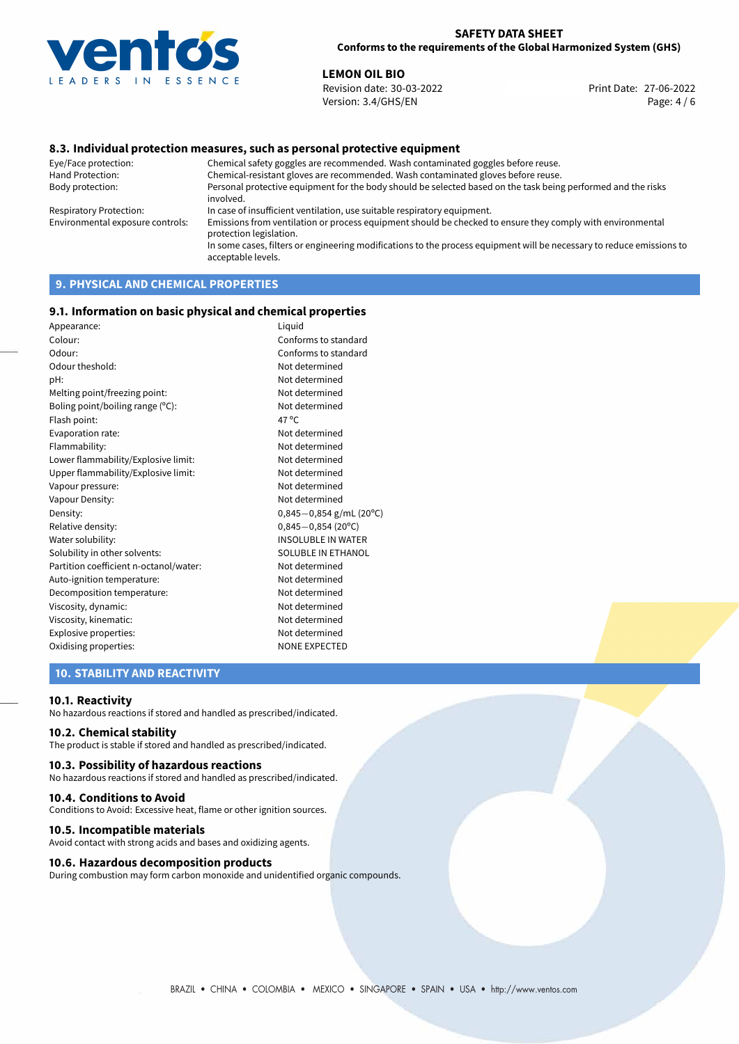## 8.3. Individual protection measures, such as personal protective equipment

| | |
|---|---|
| Eye/Face protection: | Chemical safety goggles are recommended. Wash contaminated goggles before reuse. |
| Hand Protection: | Chemical-resistant gloves are recommended. Wash contaminated gloves before reuse. |
| Body protection: | Personal protective equipment for the body should be selected based on the task being performed and the risks involved. |
| Respiratory Protection: | In case of insufficient ventilation, use suitable respiratory equipment. |
| Environmental exposure controls: | Emissions from ventilation or process equipment should be checked to ensure they comply with environmental protection legislation. In some cases, filters or engineering modifications to the process equipment will be necessary to reduce emissions to acceptable levels. |

# 9. PHYSICAL AND CHEMICAL PROPERTIES

## 9.1. Information on basic physical and chemical properties

| | |
|---|---|
| Appearance: | Liquid |
| Colour: | Conforms to standard |
| Odour: | Conforms to standard |
| Odour theshold: | Not determined |
| pH: | Not determined |
| Melting point/freezing point: | Not determined |
| Boling point/boiling range (°C): | Not determined |
| Flash point: | 47 °C |
| Evaporation rate: | Not determined |
| Flammability: | Not determined |
| Lower flammability/Explosive limit: | Not determined |
| Upper flammability/Explosive limit: | Not determined |
| Vapour pressure: | Not determined |
| Vapour Density: | Not determined |
| Density: | 0,845−0,854 g/mL (20°C) |
| Relative density: | 0,845−0,854 (20°C) |
| Water solubility: | INSOLUBLE IN WATER |
| Solubility in other solvents: | SOLUBLE IN ETHANOL |
| Partition coefficient n-octanol/water: | Not determined |
| Auto-ignition temperature: | Not determined |
| Decomposition temperature: | Not determined |
| Viscosity, dynamic: | Not determined |
| Viscosity, kinematic: | Not determined |
| Explosive properties: | Not determined |
| Oxidising properties: | NONE EXPECTED |

# 10. STABILITY AND REACTIVITY

## 10.1. Reactivity

No hazardous reactions if stored and handled as prescribed/indicated.

## 10.2. Chemical stability

The product is stable if stored and handled as prescribed/indicated.

## 10.3. Possibility of hazardous reactions

No hazardous reactions if stored and handled as prescribed/indicated.

## 10.4. Conditions to Avoid

Conditions to Avoid: Excessive heat, flame or other ignition sources.

## 10.5. Incompatible materials

Avoid contact with strong acids and bases and oxidizing agents.

## 10.6. Hazardous decomposition products

During combustion may form carbon monoxide and unidentified organic compounds.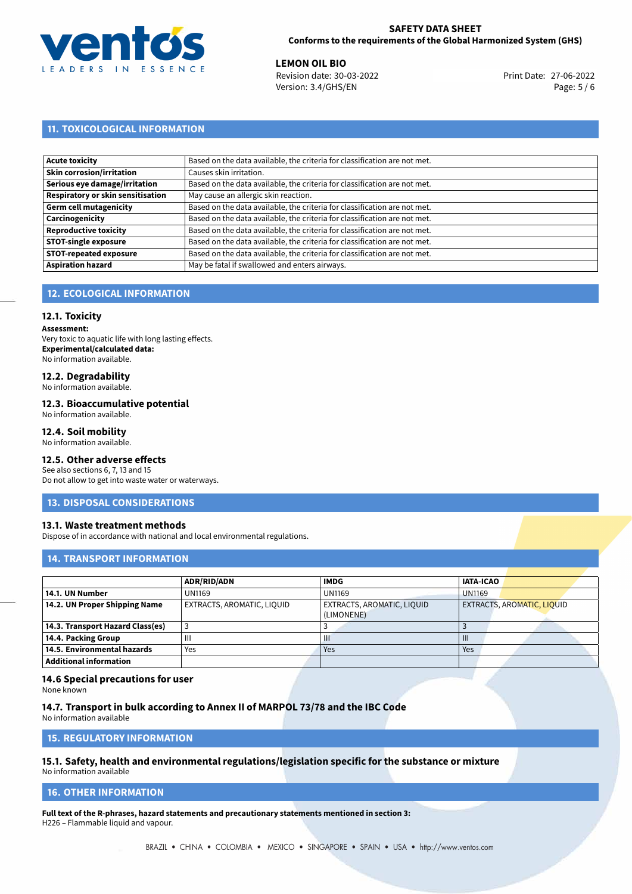## 11. TOXICOLOGICAL INFORMATION

| | |
|---|---|
| **Acute toxicity** | Based on the data available, the criteria for classification are not met. |
| **Skin corrosion/irritation** | Causes skin irritation. |
| **Serious eye damage/irritation** | Based on the data available, the criteria for classification are not met. |
| **Respiratory or skin sensitisation** | May cause an allergic skin reaction. |
| **Germ cell mutagenicity** | Based on the data available, the criteria for classification are not met. |
| **Carcinogenicity** | Based on the data available, the criteria for classification are not met. |
| **Reproductive toxicity** | Based on the data available, the criteria for classification are not met. |
| **STOT-single exposure** | Based on the data available, the criteria for classification are not met. |
| **STOT-repeated exposure** | Based on the data available, the criteria for classification are not met. |
| **Aspiration hazard** | May be fatal if swallowed and enters airways. |

## 12. ECOLOGICAL INFORMATION

### 12.1. Toxicity

**Assessment:**
Very toxic to aquatic life with long lasting effects.
**Experimental/calculated data:**
No information available.

### 12.2. Degradability

No information available.

### 12.3. Bioaccumulative potential

No information available.

### 12.4. Soil mobility

No information available.

### 12.5. Other adverse effects

See also sections 6, 7, 13 and 15
Do not allow to get into waste water or waterways.

## 13. DISPOSAL CONSIDERATIONS

### 13.1. Waste treatment methods

Dispose of in accordance with national and local environmental regulations.

## 14. TRANSPORT INFORMATION

| | ADR/RID/ADN | IMDG | IATA-ICAO |
|---|---|---|---|
| **14.1. UN Number** | UN1169 | UN1169 | UN1169 |
| **14.2. UN Proper Shipping Name** | EXTRACTS, AROMATIC, LIQUID | EXTRACTS, AROMATIC, LIQUID (LIMONENE) | EXTRACTS, AROMATIC, LIQUID |
| **14.3. Transport Hazard Class(es)** | 3 | 3 | 3 |
| **14.4. Packing Group** | III | III | III |
| **14.5. Environmental hazards** | Yes | Yes | Yes |
| **Additional information** | | | |

### 14.6 Special precautions for user

None known

### 14.7. Transport in bulk according to Annex II of MARPOL 73/78 and the IBC Code

No information available

## 15. REGULATORY INFORMATION

### 15.1. Safety, health and environmental regulations/legislation specific for the substance or mixture

No information available

## 16. OTHER INFORMATION

**Full text of the R-phrases, hazard statements and precautionary statements mentioned in section 3:**
H226 – Flammable liquid and vapour.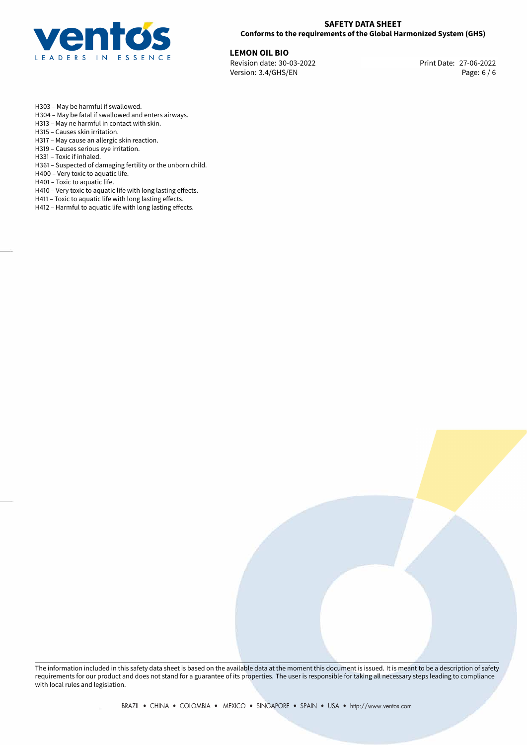H303 – May be harmful if swallowed.
H304 – May be fatal if swallowed and enters airways.
H313 – May ne harmful in contact with skin.
H315 – Causes skin irritation.
H317 – May cause an allergic skin reaction.
H319 – Causes serious eye irritation.
H331 – Toxic if inhaled.
H361 – Suspected of damaging fertility or the unborn child.
H400 – Very toxic to aquatic life.
H401 – Toxic to aquatic life.
H410 – Very toxic to aquatic life with long lasting effects.
H411 – Toxic to aquatic life with long lasting effects.
H412 – Harmful to aquatic life with long lasting effects.

The information included in this safety data sheet is based on the available data at the moment this document is issued. It is meant to be a description of safety requirements for our product and does not stand for a guarantee of its properties. The user is responsible for taking all necessary steps leading to compliance with local rules and legislation.